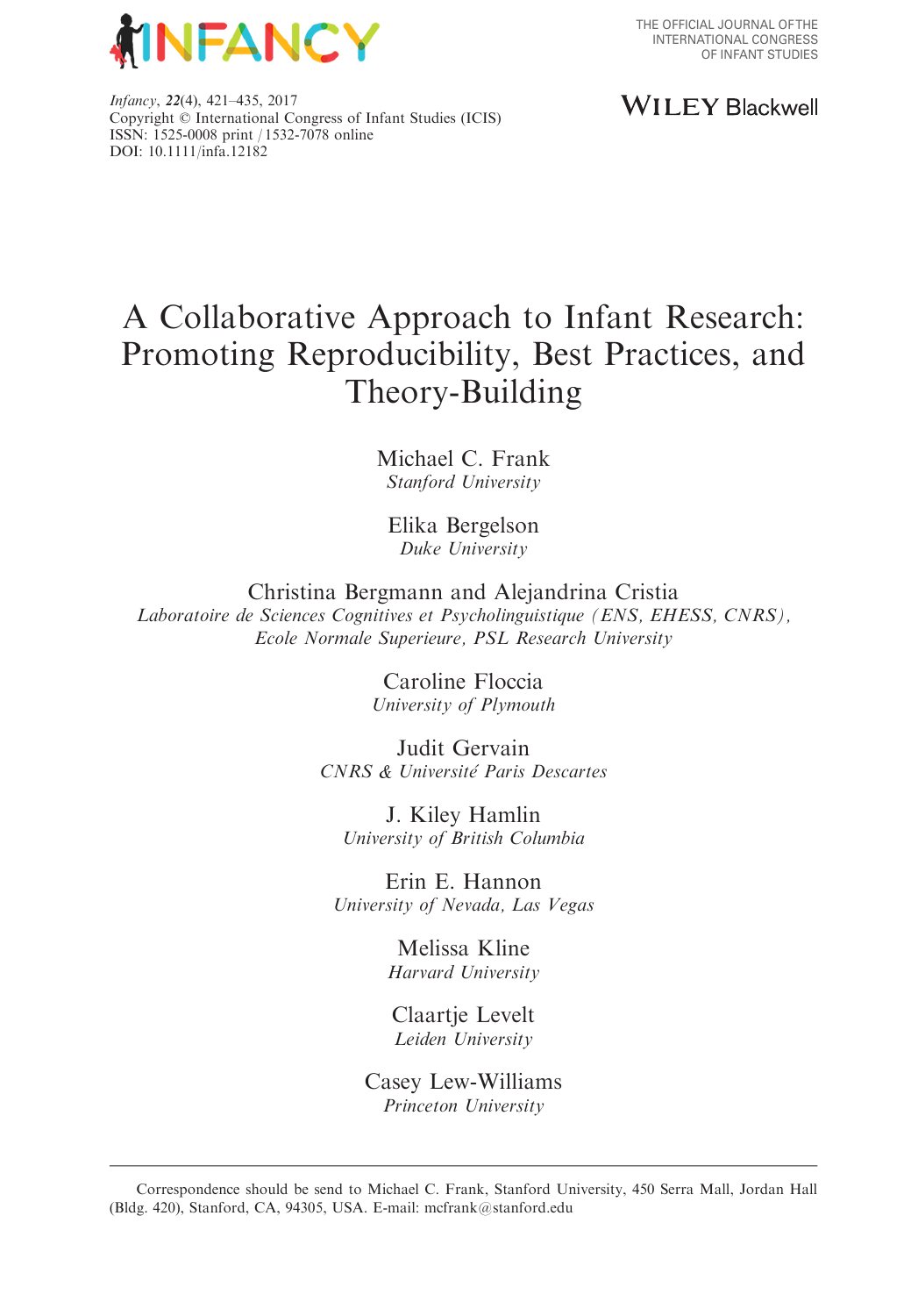*Infancy*, **22**(4), 421–435, 2017
Copyright © International Congress of Infant Studies (ICIS)
ISSN: 1525-0008 print / 1532-7078 online
DOI: 10.1111/infa.12182

# A Collaborative Approach to Infant Research: Promoting Reproducibility, Best Practices, and Theory-Building

Michael C. Frank
*Stanford University*

Elika Bergelson
*Duke University*

Christina Bergmann and Alejandrina Cristia
*Laboratoire de Sciences Cognitives et Psycholinguistique (ENS, EHESS, CNRS), Ecole Normale Superieure, PSL Research University*

Caroline Floccia
*University of Plymouth*

Judit Gervain
*CNRS & Université Paris Descartes*

J. Kiley Hamlin
*University of British Columbia*

Erin E. Hannon
*University of Nevada, Las Vegas*

Melissa Kline
*Harvard University*

Claartje Levelt
*Leiden University*

Casey Lew-Williams
*Princeton University*

---

Correspondence should be send to Michael C. Frank, Stanford University, 450 Serra Mall, Jordan Hall (Bldg. 420), Stanford, CA, 94305, USA. E-mail: mcfrank@stanford.edu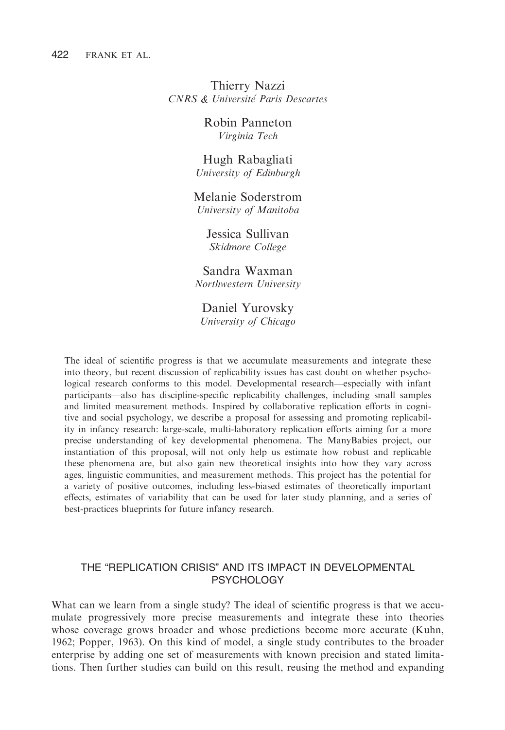Thierry Nazzi
*CNRS & Université Paris Descartes*

Robin Panneton
*Virginia Tech*

Hugh Rabagliati
*University of Edinburgh*

Melanie Soderstrom
*University of Manitoba*

Jessica Sullivan
*Skidmore College*

Sandra Waxman
*Northwestern University*

Daniel Yurovsky
*University of Chicago*

The ideal of scientific progress is that we accumulate measurements and integrate these into theory, but recent discussion of replicability issues has cast doubt on whether psychological research conforms to this model. Developmental research—especially with infant participants—also has discipline-specific replicability challenges, including small samples and limited measurement methods. Inspired by collaborative replication efforts in cognitive and social psychology, we describe a proposal for assessing and promoting replicability in infancy research: large-scale, multi-laboratory replication efforts aiming for a more precise understanding of key developmental phenomena. The ManyBabies project, our instantiation of this proposal, will not only help us estimate how robust and replicable these phenomena are, but also gain new theoretical insights into how they vary across ages, linguistic communities, and measurement methods. This project has the potential for a variety of positive outcomes, including less-biased estimates of theoretically important effects, estimates of variability that can be used for later study planning, and a series of best-practices blueprints for future infancy research.

## THE "REPLICATION CRISIS" AND ITS IMPACT IN DEVELOPMENTAL PSYCHOLOGY

What can we learn from a single study? The ideal of scientific progress is that we accumulate progressively more precise measurements and integrate these into theories whose coverage grows broader and whose predictions become more accurate (Kuhn, 1962; Popper, 1963). On this kind of model, a single study contributes to the broader enterprise by adding one set of measurements with known precision and stated limitations. Then further studies can build on this result, reusing the method and expanding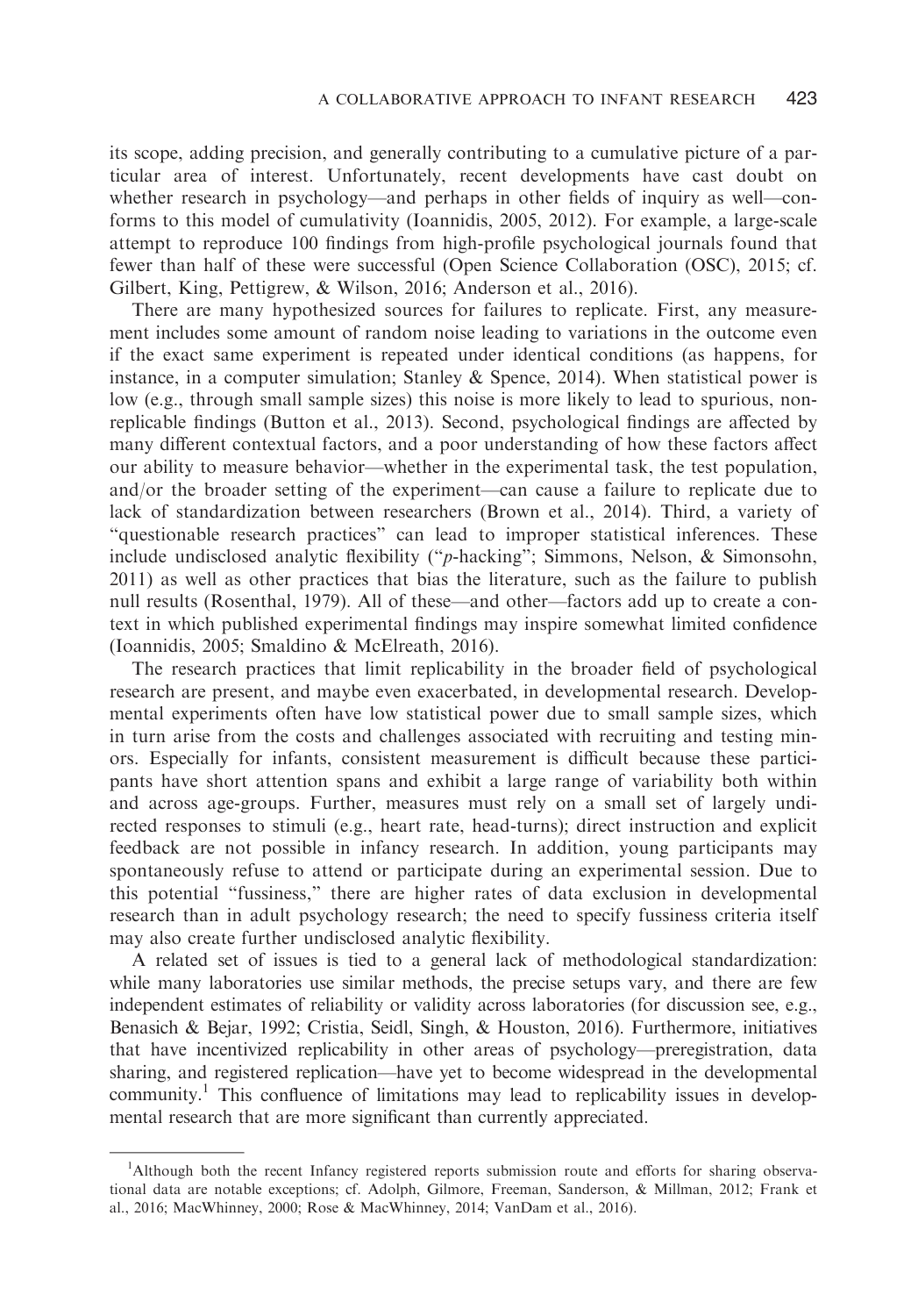its scope, adding precision, and generally contributing to a cumulative picture of a particular area of interest. Unfortunately, recent developments have cast doubt on whether research in psychology—and perhaps in other fields of inquiry as well—conforms to this model of cumulativity (Ioannidis, 2005, 2012). For example, a large-scale attempt to reproduce 100 findings from high-profile psychological journals found that fewer than half of these were successful (Open Science Collaboration (OSC), 2015; cf. Gilbert, King, Pettigrew, & Wilson, 2016; Anderson et al., 2016).

There are many hypothesized sources for failures to replicate. First, any measurement includes some amount of random noise leading to variations in the outcome even if the exact same experiment is repeated under identical conditions (as happens, for instance, in a computer simulation; Stanley & Spence, 2014). When statistical power is low (e.g., through small sample sizes) this noise is more likely to lead to spurious, non-replicable findings (Button et al., 2013). Second, psychological findings are affected by many different contextual factors, and a poor understanding of how these factors affect our ability to measure behavior—whether in the experimental task, the test population, and/or the broader setting of the experiment—can cause a failure to replicate due to lack of standardization between researchers (Brown et al., 2014). Third, a variety of "questionable research practices" can lead to improper statistical inferences. These include undisclosed analytic flexibility ("*p*-hacking"; Simmons, Nelson, & Simonsohn, 2011) as well as other practices that bias the literature, such as the failure to publish null results (Rosenthal, 1979). All of these—and other—factors add up to create a context in which published experimental findings may inspire somewhat limited confidence (Ioannidis, 2005; Smaldino & McElreath, 2016).

The research practices that limit replicability in the broader field of psychological research are present, and maybe even exacerbated, in developmental research. Developmental experiments often have low statistical power due to small sample sizes, which in turn arise from the costs and challenges associated with recruiting and testing minors. Especially for infants, consistent measurement is difficult because these participants have short attention spans and exhibit a large range of variability both within and across age-groups. Further, measures must rely on a small set of largely undirected responses to stimuli (e.g., heart rate, head-turns); direct instruction and explicit feedback are not possible in infancy research. In addition, young participants may spontaneously refuse to attend or participate during an experimental session. Due to this potential "fussiness," there are higher rates of data exclusion in developmental research than in adult psychology research; the need to specify fussiness criteria itself may also create further undisclosed analytic flexibility.

A related set of issues is tied to a general lack of methodological standardization: while many laboratories use similar methods, the precise setups vary, and there are few independent estimates of reliability or validity across laboratories (for discussion see, e.g., Benasich & Bejar, 1992; Cristia, Seidl, Singh, & Houston, 2016). Furthermore, initiatives that have incentivized replicability in other areas of psychology—preregistration, data sharing, and registered replication—have yet to become widespread in the developmental community.[1] This confluence of limitations may lead to replicability issues in developmental research that are more significant than currently appreciated.

---

[1]Although both the recent Infancy registered reports submission route and efforts for sharing observational data are notable exceptions; cf. Adolph, Gilmore, Freeman, Sanderson, & Millman, 2012; Frank et al., 2016; MacWhinney, 2000; Rose & MacWhinney, 2014; VanDam et al., 2016).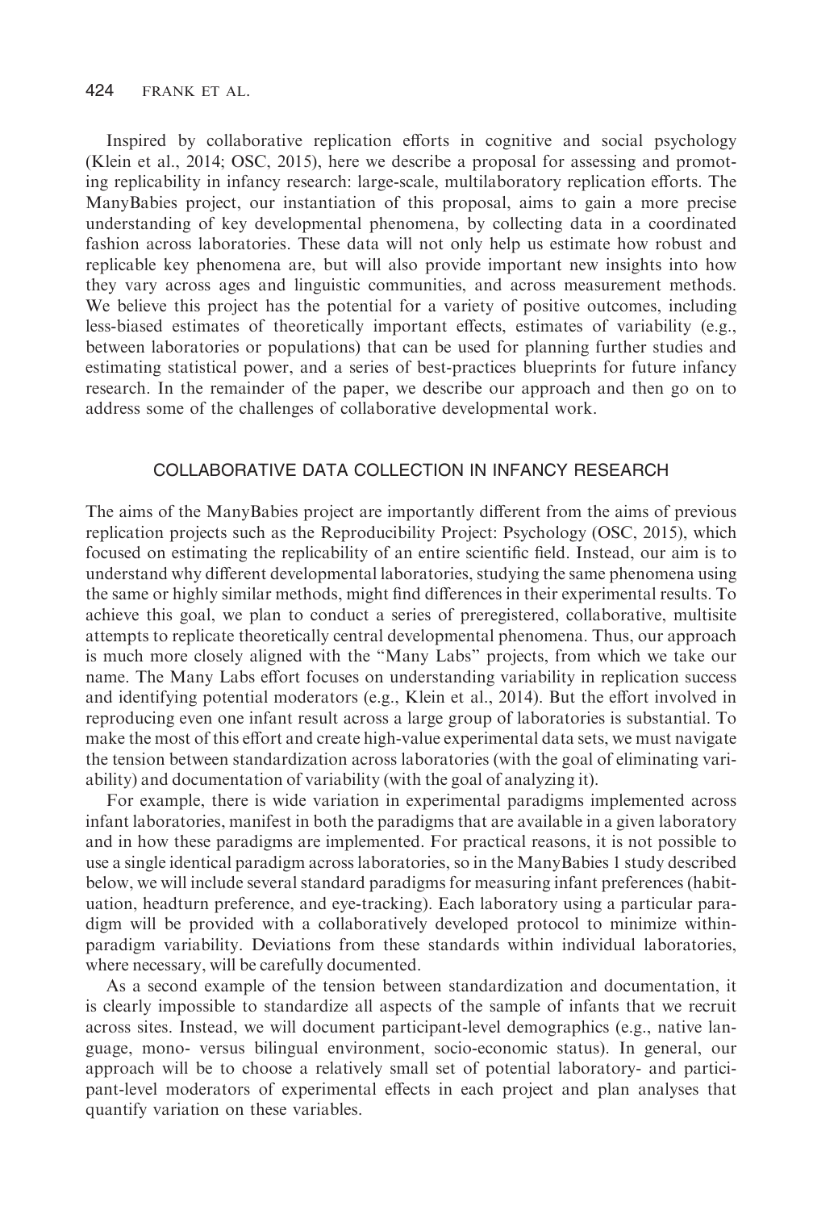Inspired by collaborative replication efforts in cognitive and social psychology (Klein et al., 2014; OSC, 2015), here we describe a proposal for assessing and promoting replicability in infancy research: large-scale, multilaboratory replication efforts. The ManyBabies project, our instantiation of this proposal, aims to gain a more precise understanding of key developmental phenomena, by collecting data in a coordinated fashion across laboratories. These data will not only help us estimate how robust and replicable key phenomena are, but will also provide important new insights into how they vary across ages and linguistic communities, and across measurement methods. We believe this project has the potential for a variety of positive outcomes, including less-biased estimates of theoretically important effects, estimates of variability (e.g., between laboratories or populations) that can be used for planning further studies and estimating statistical power, and a series of best-practices blueprints for future infancy research. In the remainder of the paper, we describe our approach and then go on to address some of the challenges of collaborative developmental work.

## COLLABORATIVE DATA COLLECTION IN INFANCY RESEARCH

The aims of the ManyBabies project are importantly different from the aims of previous replication projects such as the Reproducibility Project: Psychology (OSC, 2015), which focused on estimating the replicability of an entire scientific field. Instead, our aim is to understand why different developmental laboratories, studying the same phenomena using the same or highly similar methods, might find differences in their experimental results. To achieve this goal, we plan to conduct a series of preregistered, collaborative, multisite attempts to replicate theoretically central developmental phenomena. Thus, our approach is much more closely aligned with the "Many Labs" projects, from which we take our name. The Many Labs effort focuses on understanding variability in replication success and identifying potential moderators (e.g., Klein et al., 2014). But the effort involved in reproducing even one infant result across a large group of laboratories is substantial. To make the most of this effort and create high-value experimental data sets, we must navigate the tension between standardization across laboratories (with the goal of eliminating variability) and documentation of variability (with the goal of analyzing it).

For example, there is wide variation in experimental paradigms implemented across infant laboratories, manifest in both the paradigms that are available in a given laboratory and in how these paradigms are implemented. For practical reasons, it is not possible to use a single identical paradigm across laboratories, so in the ManyBabies 1 study described below, we will include several standard paradigms for measuring infant preferences (habituation, headturn preference, and eye-tracking). Each laboratory using a particular paradigm will be provided with a collaboratively developed protocol to minimize within-paradigm variability. Deviations from these standards within individual laboratories, where necessary, will be carefully documented.

As a second example of the tension between standardization and documentation, it is clearly impossible to standardize all aspects of the sample of infants that we recruit across sites. Instead, we will document participant-level demographics (e.g., native language, mono- versus bilingual environment, socio-economic status). In general, our approach will be to choose a relatively small set of potential laboratory- and participant-level moderators of experimental effects in each project and plan analyses that quantify variation on these variables.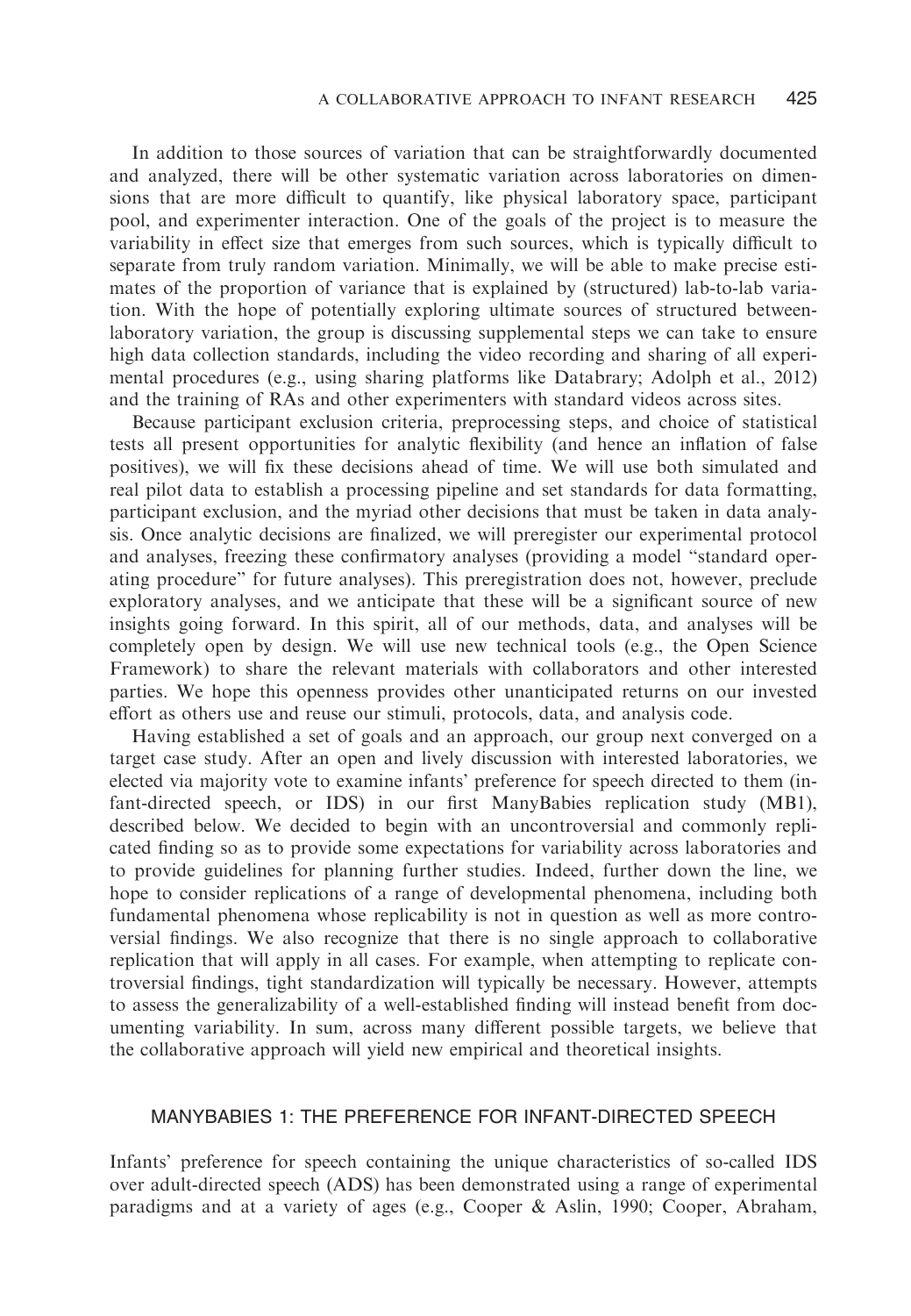In addition to those sources of variation that can be straightforwardly documented and analyzed, there will be other systematic variation across laboratories on dimensions that are more difficult to quantify, like physical laboratory space, participant pool, and experimenter interaction. One of the goals of the project is to measure the variability in effect size that emerges from such sources, which is typically difficult to separate from truly random variation. Minimally, we will be able to make precise estimates of the proportion of variance that is explained by (structured) lab-to-lab variation. With the hope of potentially exploring ultimate sources of structured between-laboratory variation, the group is discussing supplemental steps we can take to ensure high data collection standards, including the video recording and sharing of all experimental procedures (e.g., using sharing platforms like Databrary; Adolph et al., 2012) and the training of RAs and other experimenters with standard videos across sites.

Because participant exclusion criteria, preprocessing steps, and choice of statistical tests all present opportunities for analytic flexibility (and hence an inflation of false positives), we will fix these decisions ahead of time. We will use both simulated and real pilot data to establish a processing pipeline and set standards for data formatting, participant exclusion, and the myriad other decisions that must be taken in data analysis. Once analytic decisions are finalized, we will preregister our experimental protocol and analyses, freezing these confirmatory analyses (providing a model "standard operating procedure" for future analyses). This preregistration does not, however, preclude exploratory analyses, and we anticipate that these will be a significant source of new insights going forward. In this spirit, all of our methods, data, and analyses will be completely open by design. We will use new technical tools (e.g., the Open Science Framework) to share the relevant materials with collaborators and other interested parties. We hope this openness provides other unanticipated returns on our invested effort as others use and reuse our stimuli, protocols, data, and analysis code.

Having established a set of goals and an approach, our group next converged on a target case study. After an open and lively discussion with interested laboratories, we elected via majority vote to examine infants' preference for speech directed to them (infant-directed speech, or IDS) in our first ManyBabies replication study (MB1), described below. We decided to begin with an uncontroversial and commonly replicated finding so as to provide some expectations for variability across laboratories and to provide guidelines for planning further studies. Indeed, further down the line, we hope to consider replications of a range of developmental phenomena, including both fundamental phenomena whose replicability is not in question as well as more controversial findings. We also recognize that there is no single approach to collaborative replication that will apply in all cases. For example, when attempting to replicate controversial findings, tight standardization will typically be necessary. However, attempts to assess the generalizability of a well-established finding will instead benefit from documenting variability. In sum, across many different possible targets, we believe that the collaborative approach will yield new empirical and theoretical insights.

## MANYBABIES 1: THE PREFERENCE FOR INFANT-DIRECTED SPEECH

Infants' preference for speech containing the unique characteristics of so-called IDS over adult-directed speech (ADS) has been demonstrated using a range of experimental paradigms and at a variety of ages (e.g., Cooper & Aslin, 1990; Cooper, Abraham,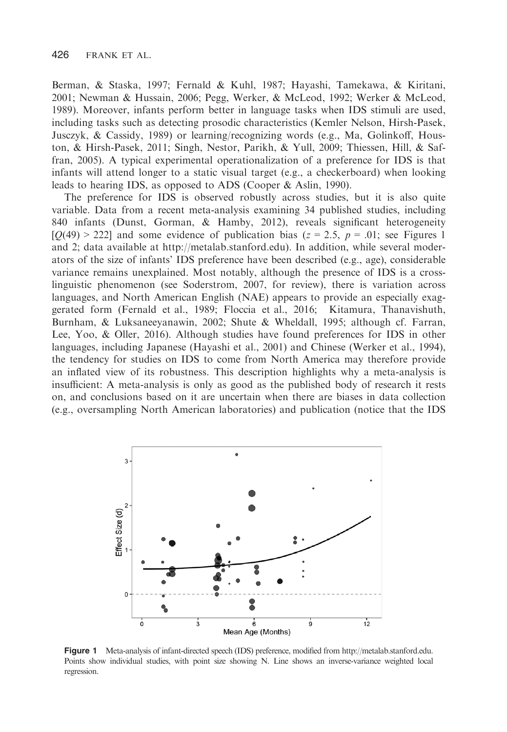Berman, & Staska, 1997; Fernald & Kuhl, 1987; Hayashi, Tamekawa, & Kiritani, 2001; Newman & Hussain, 2006; Pegg, Werker, & McLeod, 1992; Werker & McLeod, 1989). Moreover, infants perform better in language tasks when IDS stimuli are used, including tasks such as detecting prosodic characteristics (Kemler Nelson, Hirsh-Pasek, Jusczyk, & Cassidy, 1989) or learning/recognizing words (e.g., Ma, Golinkoff, Houston, & Hirsh-Pasek, 2011; Singh, Nestor, Parikh, & Yull, 2009; Thiessen, Hill, & Saffran, 2005). A typical experimental operationalization of a preference for IDS is that infants will attend longer to a static visual target (e.g., a checkerboard) when looking leads to hearing IDS, as opposed to ADS (Cooper & Aslin, 1990).

The preference for IDS is observed robustly across studies, but it is also quite variable. Data from a recent meta-analysis examining 34 published studies, including 840 infants (Dunst, Gorman, & Hamby, 2012), reveals significant heterogeneity [$Q(49) > 222$] and some evidence of publication bias ($z = 2.5$, $p = .01$; see Figures 1 and 2; data available at http://metalab.stanford.edu). In addition, while several moderators of the size of infants' IDS preference have been described (e.g., age), considerable variance remains unexplained. Most notably, although the presence of IDS is a cross-linguistic phenomenon (see Soderstrom, 2007, for review), there is variation across languages, and North American English (NAE) appears to provide an especially exaggerated form (Fernald et al., 1989; Floccia et al., 2016; Kitamura, Thanavishuth, Burnham, & Luksaneeyanawin, 2002; Shute & Wheldall, 1995; although cf. Farran, Lee, Yoo, & Oller, 2016). Although studies have found preferences for IDS in other languages, including Japanese (Hayashi et al., 2001) and Chinese (Werker et al., 1994), the tendency for studies on IDS to come from North America may therefore provide an inflated view of its robustness. This description highlights why a meta-analysis is insufficient: A meta-analysis is only as good as the published body of research it rests on, and conclusions based on it are uncertain when there are biases in data collection (e.g., oversampling North American laboratories) and publication (notice that the IDS

**Figure 1** Meta-analysis of infant-directed speech (IDS) preference, modified from http://metalab.stanford.edu. Points show individual studies, with point size showing N. Line shows an inverse-variance weighted local regression.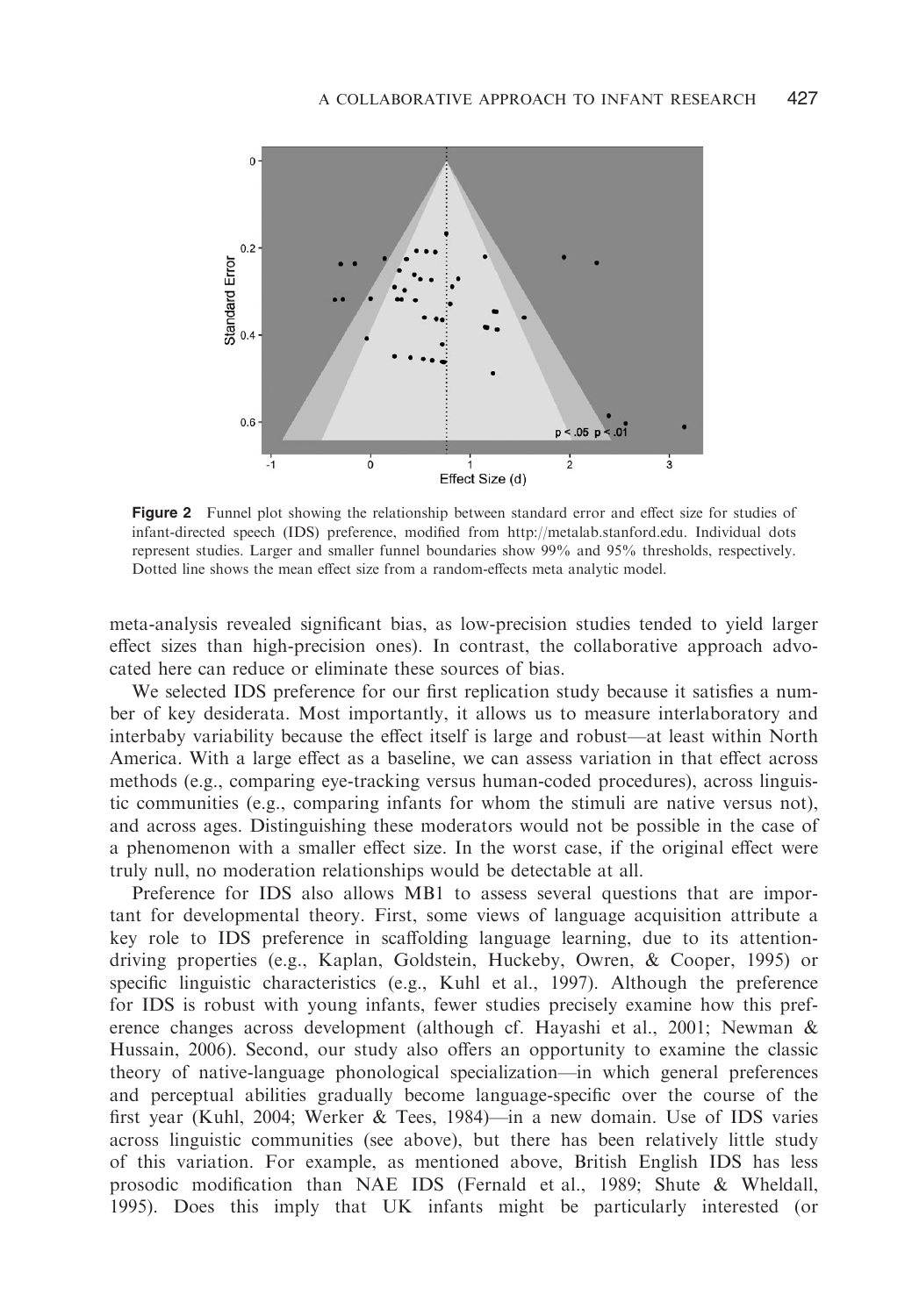**Figure 2** Funnel plot showing the relationship between standard error and effect size for studies of infant-directed speech (IDS) preference, modified from http://metalab.stanford.edu. Individual dots represent studies. Larger and smaller funnel boundaries show 99% and 95% thresholds, respectively. Dotted line shows the mean effect size from a random-effects meta analytic model.

meta-analysis revealed significant bias, as low-precision studies tended to yield larger effect sizes than high-precision ones). In contrast, the collaborative approach advocated here can reduce or eliminate these sources of bias.

We selected IDS preference for our first replication study because it satisfies a number of key desiderata. Most importantly, it allows us to measure interlaboratory and interbaby variability because the effect itself is large and robust—at least within North America. With a large effect as a baseline, we can assess variation in that effect across methods (e.g., comparing eye-tracking versus human-coded procedures), across linguistic communities (e.g., comparing infants for whom the stimuli are native versus not), and across ages. Distinguishing these moderators would not be possible in the case of a phenomenon with a smaller effect size. In the worst case, if the original effect were truly null, no moderation relationships would be detectable at all.

Preference for IDS also allows MB1 to assess several questions that are important for developmental theory. First, some views of language acquisition attribute a key role to IDS preference in scaffolding language learning, due to its attention-driving properties (e.g., Kaplan, Goldstein, Huckeby, Owren, & Cooper, 1995) or specific linguistic characteristics (e.g., Kuhl et al., 1997). Although the preference for IDS is robust with young infants, fewer studies precisely examine how this preference changes across development (although cf. Hayashi et al., 2001; Newman & Hussain, 2006). Second, our study also offers an opportunity to examine the classic theory of native-language phonological specialization—in which general preferences and perceptual abilities gradually become language-specific over the course of the first year (Kuhl, 2004; Werker & Tees, 1984)—in a new domain. Use of IDS varies across linguistic communities (see above), but there has been relatively little study of this variation. For example, as mentioned above, British English IDS has less prosodic modification than NAE IDS (Fernald et al., 1989; Shute & Wheldall, 1995). Does this imply that UK infants might be particularly interested (or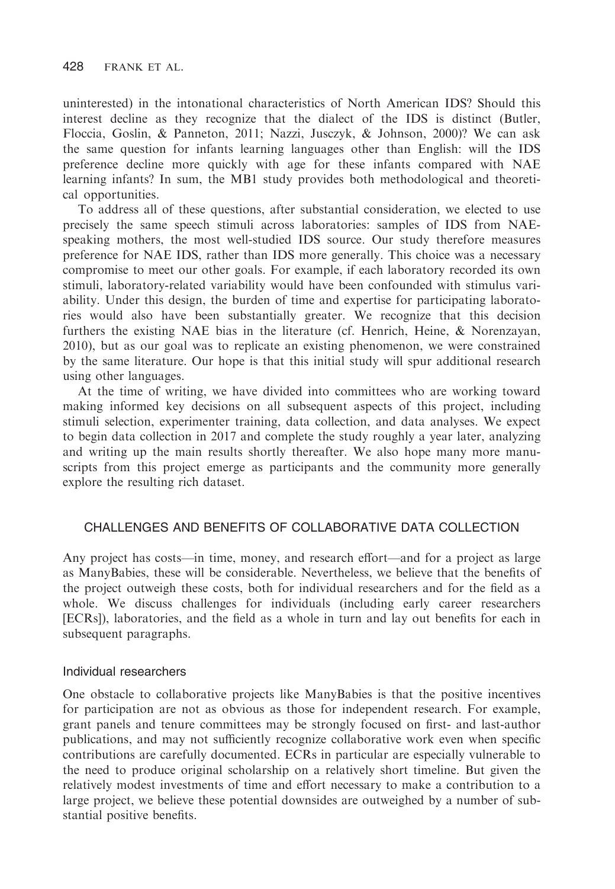uninterested) in the intonational characteristics of North American IDS? Should this interest decline as they recognize that the dialect of the IDS is distinct (Butler, Floccia, Goslin, & Panneton, 2011; Nazzi, Jusczyk, & Johnson, 2000)? We can ask the same question for infants learning languages other than English: will the IDS preference decline more quickly with age for these infants compared with NAE learning infants? In sum, the MB1 study provides both methodological and theoretical opportunities.

To address all of these questions, after substantial consideration, we elected to use precisely the same speech stimuli across laboratories: samples of IDS from NAE-speaking mothers, the most well-studied IDS source. Our study therefore measures preference for NAE IDS, rather than IDS more generally. This choice was a necessary compromise to meet our other goals. For example, if each laboratory recorded its own stimuli, laboratory-related variability would have been confounded with stimulus variability. Under this design, the burden of time and expertise for participating laboratories would also have been substantially greater. We recognize that this decision furthers the existing NAE bias in the literature (cf. Henrich, Heine, & Norenzayan, 2010), but as our goal was to replicate an existing phenomenon, we were constrained by the same literature. Our hope is that this initial study will spur additional research using other languages.

At the time of writing, we have divided into committees who are working toward making informed key decisions on all subsequent aspects of this project, including stimuli selection, experimenter training, data collection, and data analyses. We expect to begin data collection in 2017 and complete the study roughly a year later, analyzing and writing up the main results shortly thereafter. We also hope many more manuscripts from this project emerge as participants and the community more generally explore the resulting rich dataset.

## CHALLENGES AND BENEFITS OF COLLABORATIVE DATA COLLECTION

Any project has costs—in time, money, and research effort—and for a project as large as ManyBabies, these will be considerable. Nevertheless, we believe that the benefits of the project outweigh these costs, both for individual researchers and for the field as a whole. We discuss challenges for individuals (including early career researchers [ECRs]), laboratories, and the field as a whole in turn and lay out benefits for each in subsequent paragraphs.

### Individual researchers

One obstacle to collaborative projects like ManyBabies is that the positive incentives for participation are not as obvious as those for independent research. For example, grant panels and tenure committees may be strongly focused on first- and last-author publications, and may not sufficiently recognize collaborative work even when specific contributions are carefully documented. ECRs in particular are especially vulnerable to the need to produce original scholarship on a relatively short timeline. But given the relatively modest investments of time and effort necessary to make a contribution to a large project, we believe these potential downsides are outweighed by a number of substantial positive benefits.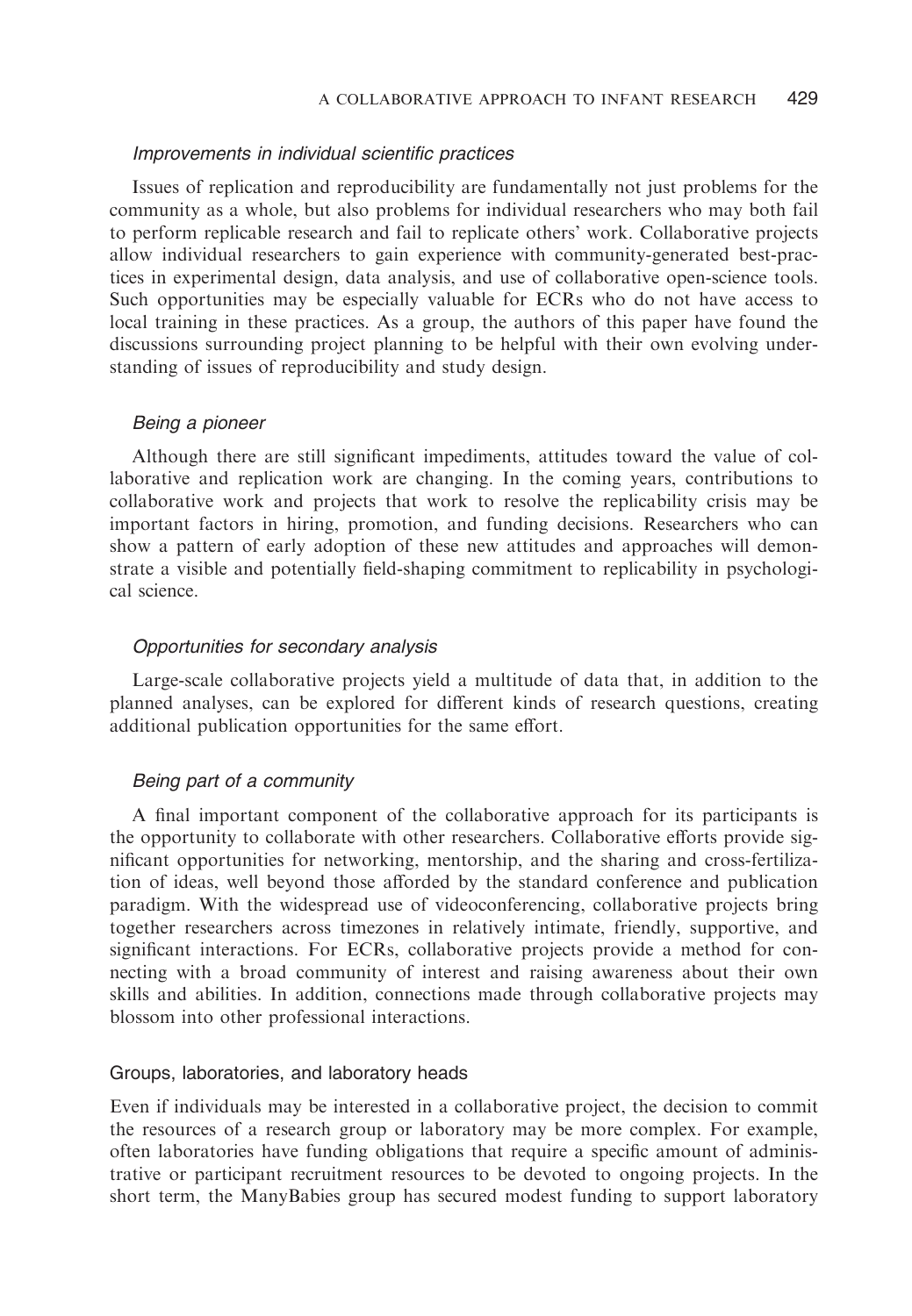#### *Improvements in individual scientific practices*

Issues of replication and reproducibility are fundamentally not just problems for the community as a whole, but also problems for individual researchers who may both fail to perform replicable research and fail to replicate others' work. Collaborative projects allow individual researchers to gain experience with community-generated best-practices in experimental design, data analysis, and use of collaborative open-science tools. Such opportunities may be especially valuable for ECRs who do not have access to local training in these practices. As a group, the authors of this paper have found the discussions surrounding project planning to be helpful with their own evolving understanding of issues of reproducibility and study design.

#### *Being a pioneer*

Although there are still significant impediments, attitudes toward the value of collaborative and replication work are changing. In the coming years, contributions to collaborative work and projects that work to resolve the replicability crisis may be important factors in hiring, promotion, and funding decisions. Researchers who can show a pattern of early adoption of these new attitudes and approaches will demonstrate a visible and potentially field-shaping commitment to replicability in psychological science.

#### *Opportunities for secondary analysis*

Large-scale collaborative projects yield a multitude of data that, in addition to the planned analyses, can be explored for different kinds of research questions, creating additional publication opportunities for the same effort.

#### *Being part of a community*

A final important component of the collaborative approach for its participants is the opportunity to collaborate with other researchers. Collaborative efforts provide significant opportunities for networking, mentorship, and the sharing and cross-fertilization of ideas, well beyond those afforded by the standard conference and publication paradigm. With the widespread use of videoconferencing, collaborative projects bring together researchers across timezones in relatively intimate, friendly, supportive, and significant interactions. For ECRs, collaborative projects provide a method for connecting with a broad community of interest and raising awareness about their own skills and abilities. In addition, connections made through collaborative projects may blossom into other professional interactions.

### Groups, laboratories, and laboratory heads

Even if individuals may be interested in a collaborative project, the decision to commit the resources of a research group or laboratory may be more complex. For example, often laboratories have funding obligations that require a specific amount of administrative or participant recruitment resources to be devoted to ongoing projects. In the short term, the ManyBabies group has secured modest funding to support laboratory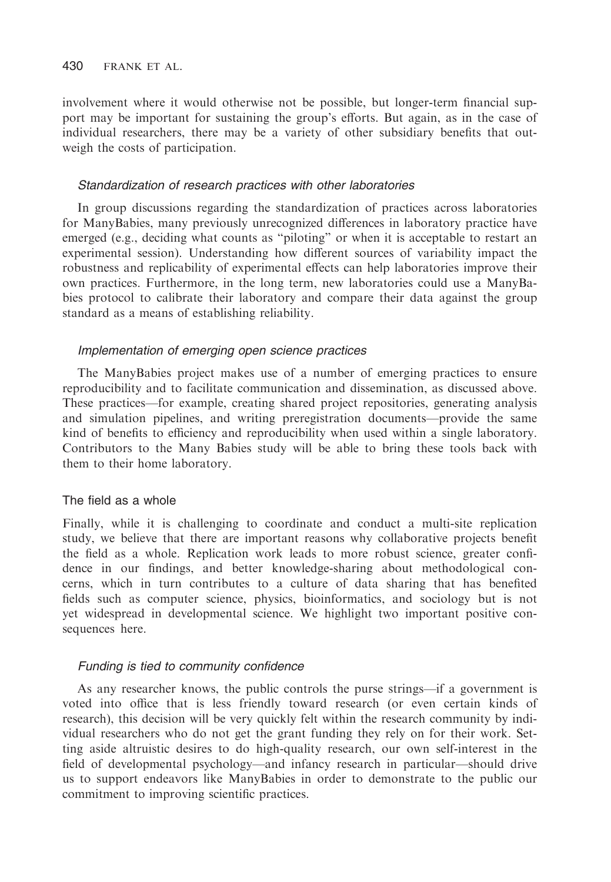involvement where it would otherwise not be possible, but longer-term financial support may be important for sustaining the group's efforts. But again, as in the case of individual researchers, there may be a variety of other subsidiary benefits that outweigh the costs of participation.

#### *Standardization of research practices with other laboratories*

In group discussions regarding the standardization of practices across laboratories for ManyBabies, many previously unrecognized differences in laboratory practice have emerged (e.g., deciding what counts as "piloting" or when it is acceptable to restart an experimental session). Understanding how different sources of variability impact the robustness and replicability of experimental effects can help laboratories improve their own practices. Furthermore, in the long term, new laboratories could use a ManyBabies protocol to calibrate their laboratory and compare their data against the group standard as a means of establishing reliability.

#### *Implementation of emerging open science practices*

The ManyBabies project makes use of a number of emerging practices to ensure reproducibility and to facilitate communication and dissemination, as discussed above. These practices—for example, creating shared project repositories, generating analysis and simulation pipelines, and writing preregistration documents—provide the same kind of benefits to efficiency and reproducibility when used within a single laboratory. Contributors to the Many Babies study will be able to bring these tools back with them to their home laboratory.

### The field as a whole

Finally, while it is challenging to coordinate and conduct a multi-site replication study, we believe that there are important reasons why collaborative projects benefit the field as a whole. Replication work leads to more robust science, greater confidence in our findings, and better knowledge-sharing about methodological concerns, which in turn contributes to a culture of data sharing that has benefited fields such as computer science, physics, bioinformatics, and sociology but is not yet widespread in developmental science. We highlight two important positive consequences here.

#### *Funding is tied to community confidence*

As any researcher knows, the public controls the purse strings—if a government is voted into office that is less friendly toward research (or even certain kinds of research), this decision will be very quickly felt within the research community by individual researchers who do not get the grant funding they rely on for their work. Setting aside altruistic desires to do high-quality research, our own self-interest in the field of developmental psychology—and infancy research in particular—should drive us to support endeavors like ManyBabies in order to demonstrate to the public our commitment to improving scientific practices.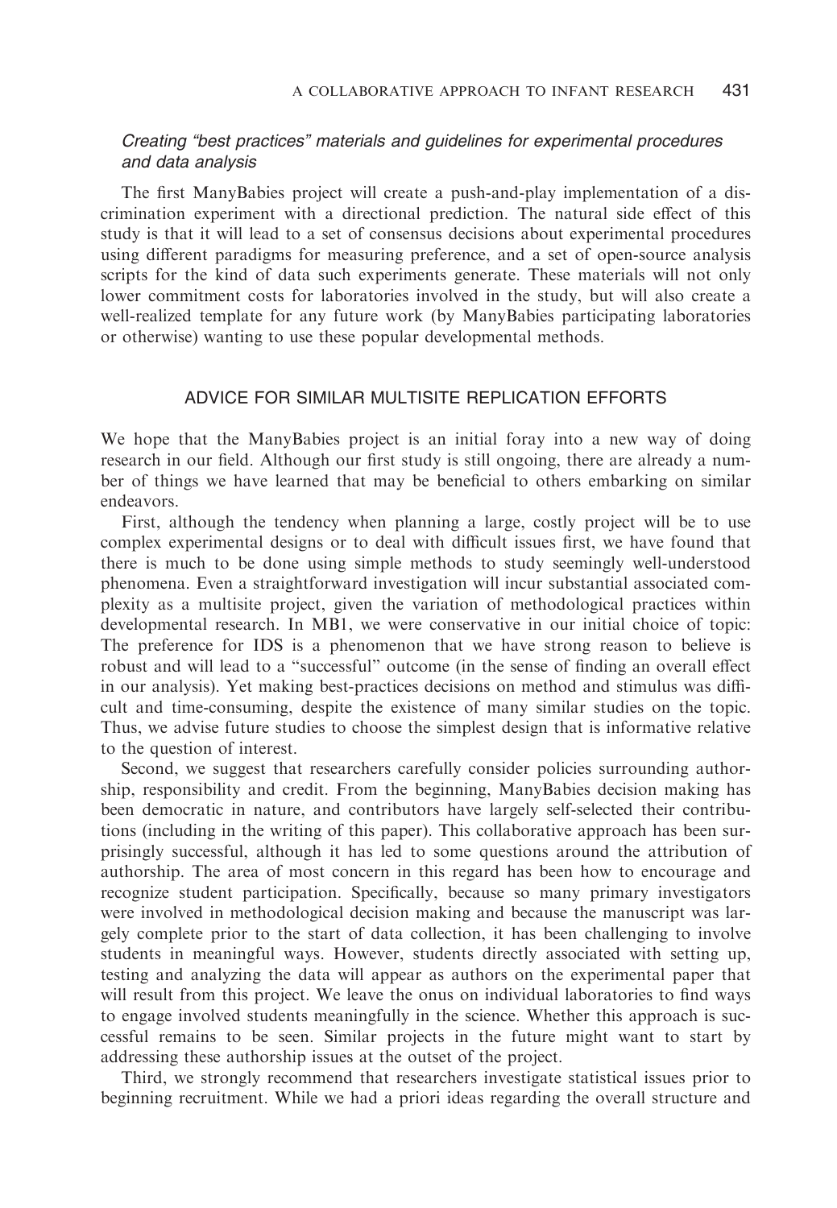### *Creating "best practices" materials and guidelines for experimental procedures and data analysis*

The first ManyBabies project will create a push-and-play implementation of a discrimination experiment with a directional prediction. The natural side effect of this study is that it will lead to a set of consensus decisions about experimental procedures using different paradigms for measuring preference, and a set of open-source analysis scripts for the kind of data such experiments generate. These materials will not only lower commitment costs for laboratories involved in the study, but will also create a well-realized template for any future work (by ManyBabies participating laboratories or otherwise) wanting to use these popular developmental methods.

## ADVICE FOR SIMILAR MULTISITE REPLICATION EFFORTS

We hope that the ManyBabies project is an initial foray into a new way of doing research in our field. Although our first study is still ongoing, there are already a number of things we have learned that may be beneficial to others embarking on similar endeavors.

First, although the tendency when planning a large, costly project will be to use complex experimental designs or to deal with difficult issues first, we have found that there is much to be done using simple methods to study seemingly well-understood phenomena. Even a straightforward investigation will incur substantial associated complexity as a multisite project, given the variation of methodological practices within developmental research. In MB1, we were conservative in our initial choice of topic: The preference for IDS is a phenomenon that we have strong reason to believe is robust and will lead to a "successful" outcome (in the sense of finding an overall effect in our analysis). Yet making best-practices decisions on method and stimulus was difficult and time-consuming, despite the existence of many similar studies on the topic. Thus, we advise future studies to choose the simplest design that is informative relative to the question of interest.

Second, we suggest that researchers carefully consider policies surrounding authorship, responsibility and credit. From the beginning, ManyBabies decision making has been democratic in nature, and contributors have largely self-selected their contributions (including in the writing of this paper). This collaborative approach has been surprisingly successful, although it has led to some questions around the attribution of authorship. The area of most concern in this regard has been how to encourage and recognize student participation. Specifically, because so many primary investigators were involved in methodological decision making and because the manuscript was largely complete prior to the start of data collection, it has been challenging to involve students in meaningful ways. However, students directly associated with setting up, testing and analyzing the data will appear as authors on the experimental paper that will result from this project. We leave the onus on individual laboratories to find ways to engage involved students meaningfully in the science. Whether this approach is successful remains to be seen. Similar projects in the future might want to start by addressing these authorship issues at the outset of the project.

Third, we strongly recommend that researchers investigate statistical issues prior to beginning recruitment. While we had a priori ideas regarding the overall structure and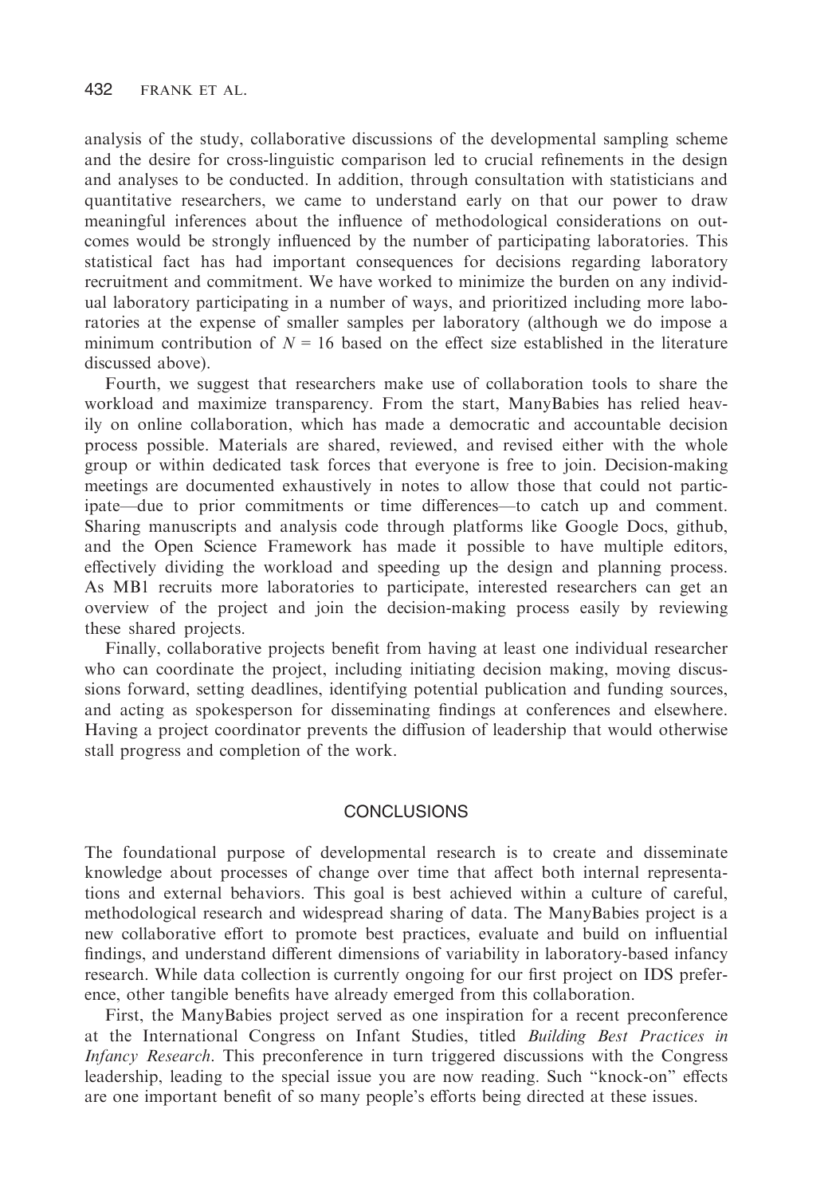analysis of the study, collaborative discussions of the developmental sampling scheme and the desire for cross-linguistic comparison led to crucial refinements in the design and analyses to be conducted. In addition, through consultation with statisticians and quantitative researchers, we came to understand early on that our power to draw meaningful inferences about the influence of methodological considerations on outcomes would be strongly influenced by the number of participating laboratories. This statistical fact has had important consequences for decisions regarding laboratory recruitment and commitment. We have worked to minimize the burden on any individual laboratory participating in a number of ways, and prioritized including more laboratories at the expense of smaller samples per laboratory (although we do impose a minimum contribution of $N = 16$ based on the effect size established in the literature discussed above).

Fourth, we suggest that researchers make use of collaboration tools to share the workload and maximize transparency. From the start, ManyBabies has relied heavily on online collaboration, which has made a democratic and accountable decision process possible. Materials are shared, reviewed, and revised either with the whole group or within dedicated task forces that everyone is free to join. Decision-making meetings are documented exhaustively in notes to allow those that could not participate—due to prior commitments or time differences—to catch up and comment. Sharing manuscripts and analysis code through platforms like Google Docs, github, and the Open Science Framework has made it possible to have multiple editors, effectively dividing the workload and speeding up the design and planning process. As MB1 recruits more laboratories to participate, interested researchers can get an overview of the project and join the decision-making process easily by reviewing these shared projects.

Finally, collaborative projects benefit from having at least one individual researcher who can coordinate the project, including initiating decision making, moving discussions forward, setting deadlines, identifying potential publication and funding sources, and acting as spokesperson for disseminating findings at conferences and elsewhere. Having a project coordinator prevents the diffusion of leadership that would otherwise stall progress and completion of the work.

## CONCLUSIONS

The foundational purpose of developmental research is to create and disseminate knowledge about processes of change over time that affect both internal representations and external behaviors. This goal is best achieved within a culture of careful, methodological research and widespread sharing of data. The ManyBabies project is a new collaborative effort to promote best practices, evaluate and build on influential findings, and understand different dimensions of variability in laboratory-based infancy research. While data collection is currently ongoing for our first project on IDS preference, other tangible benefits have already emerged from this collaboration.

First, the ManyBabies project served as one inspiration for a recent preconference at the International Congress on Infant Studies, titled *Building Best Practices in Infancy Research*. This preconference in turn triggered discussions with the Congress leadership, leading to the special issue you are now reading. Such "knock-on" effects are one important benefit of so many people's efforts being directed at these issues.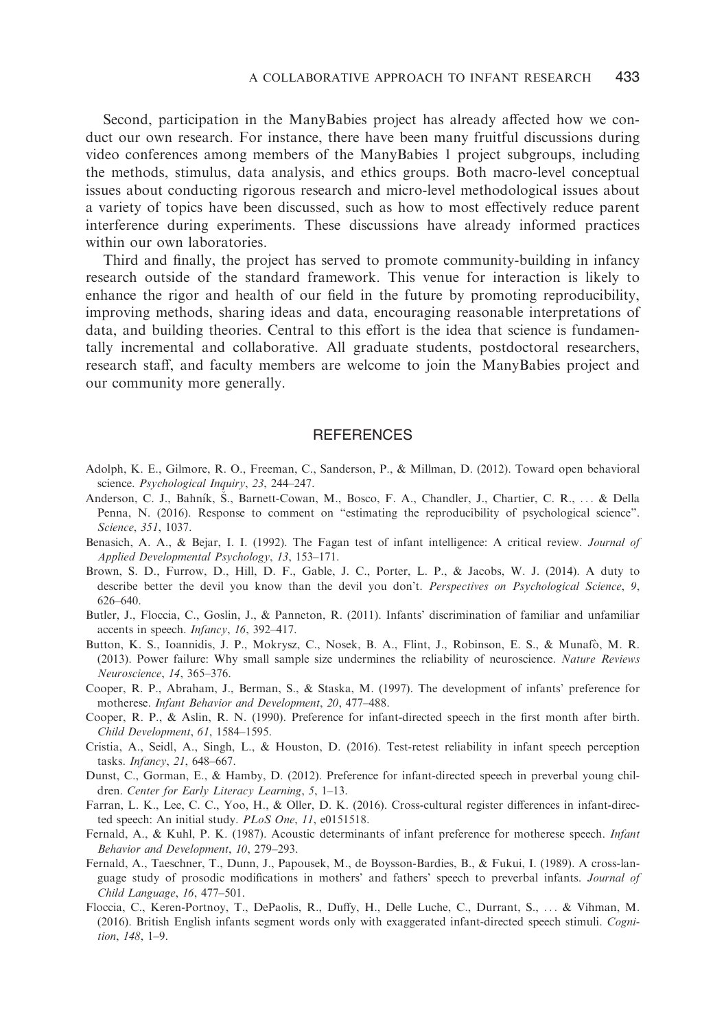Second, participation in the ManyBabies project has already affected how we conduct our own research. For instance, there have been many fruitful discussions during video conferences among members of the ManyBabies 1 project subgroups, including the methods, stimulus, data analysis, and ethics groups. Both macro-level conceptual issues about conducting rigorous research and micro-level methodological issues about a variety of topics have been discussed, such as how to most effectively reduce parent interference during experiments. These discussions have already informed practices within our own laboratories.

Third and finally, the project has served to promote community-building in infancy research outside of the standard framework. This venue for interaction is likely to enhance the rigor and health of our field in the future by promoting reproducibility, improving methods, sharing ideas and data, encouraging reasonable interpretations of data, and building theories. Central to this effort is the idea that science is fundamentally incremental and collaborative. All graduate students, postdoctoral researchers, research staff, and faculty members are welcome to join the ManyBabies project and our community more generally.

## REFERENCES

Adolph, K. E., Gilmore, R. O., Freeman, C., Sanderson, P., & Millman, D. (2012). Toward open behavioral science. *Psychological Inquiry*, *23*, 244–247.

Anderson, C. J., Bahník, Š., Barnett-Cowan, M., Bosco, F. A., Chandler, J., Chartier, C. R., ... & Della Penna, N. (2016). Response to comment on "estimating the reproducibility of psychological science". *Science*, *351*, 1037.

Benasich, A. A., & Bejar, I. I. (1992). The Fagan test of infant intelligence: A critical review. *Journal of Applied Developmental Psychology*, *13*, 153–171.

Brown, S. D., Furrow, D., Hill, D. F., Gable, J. C., Porter, L. P., & Jacobs, W. J. (2014). A duty to describe better the devil you know than the devil you don't. *Perspectives on Psychological Science*, *9*, 626–640.

Butler, J., Floccia, C., Goslin, J., & Panneton, R. (2011). Infants' discrimination of familiar and unfamiliar accents in speech. *Infancy*, *16*, 392–417.

Button, K. S., Ioannidis, J. P., Mokrysz, C., Nosek, B. A., Flint, J., Robinson, E. S., & Munafò, M. R. (2013). Power failure: Why small sample size undermines the reliability of neuroscience. *Nature Reviews Neuroscience*, *14*, 365–376.

Cooper, R. P., Abraham, J., Berman, S., & Staska, M. (1997). The development of infants' preference for motherese. *Infant Behavior and Development*, *20*, 477–488.

Cooper, R. P., & Aslin, R. N. (1990). Preference for infant-directed speech in the first month after birth. *Child Development*, *61*, 1584–1595.

Cristia, A., Seidl, A., Singh, L., & Houston, D. (2016). Test-retest reliability in infant speech perception tasks. *Infancy*, *21*, 648–667.

Dunst, C., Gorman, E., & Hamby, D. (2012). Preference for infant-directed speech in preverbal young children. *Center for Early Literacy Learning*, *5*, 1–13.

Farran, L. K., Lee, C. C., Yoo, H., & Oller, D. K. (2016). Cross-cultural register differences in infant-directed speech: An initial study. *PLoS One*, *11*, e0151518.

Fernald, A., & Kuhl, P. K. (1987). Acoustic determinants of infant preference for motherese speech. *Infant Behavior and Development*, *10*, 279–293.

Fernald, A., Taeschner, T., Dunn, J., Papousek, M., de Boysson-Bardies, B., & Fukui, I. (1989). A cross-language study of prosodic modifications in mothers' and fathers' speech to preverbal infants. *Journal of Child Language*, *16*, 477–501.

Floccia, C., Keren-Portnoy, T., DePaolis, R., Duffy, H., Delle Luche, C., Durrant, S., ... & Vihman, M. (2016). British English infants segment words only with exaggerated infant-directed speech stimuli. *Cognition*, *148*, 1–9.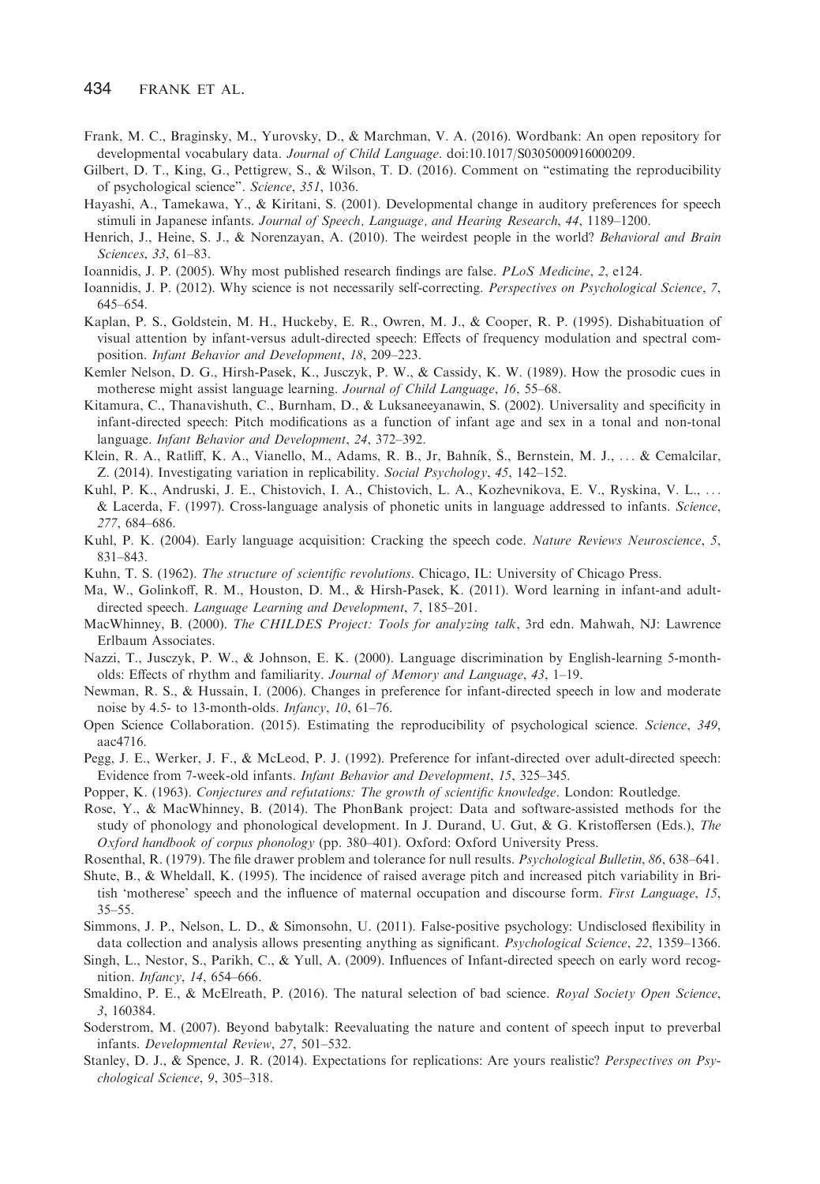Frank, M. C., Braginsky, M., Yurovsky, D., & Marchman, V. A. (2016). Wordbank: An open repository for developmental vocabulary data. *Journal of Child Language*. doi:10.1017/S0305000916000209.

Gilbert, D. T., King, G., Pettigrew, S., & Wilson, T. D. (2016). Comment on "estimating the reproducibility of psychological science". *Science*, *351*, 1036.

Hayashi, A., Tamekawa, Y., & Kiritani, S. (2001). Developmental change in auditory preferences for speech stimuli in Japanese infants. *Journal of Speech, Language, and Hearing Research*, *44*, 1189–1200.

Henrich, J., Heine, S. J., & Norenzayan, A. (2010). The weirdest people in the world? *Behavioral and Brain Sciences*, *33*, 61–83.

Ioannidis, J. P. (2005). Why most published research findings are false. *PLoS Medicine*, *2*, e124.

Ioannidis, J. P. (2012). Why science is not necessarily self-correcting. *Perspectives on Psychological Science*, *7*, 645–654.

Kaplan, P. S., Goldstein, M. H., Huckeby, E. R., Owren, M. J., & Cooper, R. P. (1995). Dishabituation of visual attention by infant-versus adult-directed speech: Effects of frequency modulation and spectral composition. *Infant Behavior and Development*, *18*, 209–223.

Kemler Nelson, D. G., Hirsh-Pasek, K., Jusczyk, P. W., & Cassidy, K. W. (1989). How the prosodic cues in motherese might assist language learning. *Journal of Child Language*, *16*, 55–68.

Kitamura, C., Thanavishuth, C., Burnham, D., & Luksaneeyanawin, S. (2002). Universality and specificity in infant-directed speech: Pitch modifications as a function of infant age and sex in a tonal and non-tonal language. *Infant Behavior and Development*, *24*, 372–392.

Klein, R. A., Ratliff, K. A., Vianello, M., Adams, R. B., Jr, Bahník, Š., Bernstein, M. J., … & Cemalcilar, Z. (2014). Investigating variation in replicability. *Social Psychology*, *45*, 142–152.

Kuhl, P. K., Andruski, J. E., Chistovich, I. A., Chistovich, L. A., Kozhevnikova, E. V., Ryskina, V. L., … & Lacerda, F. (1997). Cross-language analysis of phonetic units in language addressed to infants. *Science*, *277*, 684–686.

Kuhl, P. K. (2004). Early language acquisition: Cracking the speech code. *Nature Reviews Neuroscience*, *5*, 831–843.

Kuhn, T. S. (1962). *The structure of scientific revolutions*. Chicago, IL: University of Chicago Press.

Ma, W., Golinkoff, R. M., Houston, D. M., & Hirsh-Pasek, K. (2011). Word learning in infant-and adult-directed speech. *Language Learning and Development*, *7*, 185–201.

MacWhinney, B. (2000). *The CHILDES Project: Tools for analyzing talk*, 3rd edn. Mahwah, NJ: Lawrence Erlbaum Associates.

Nazzi, T., Jusczyk, P. W., & Johnson, E. K. (2000). Language discrimination by English-learning 5-month-olds: Effects of rhythm and familiarity. *Journal of Memory and Language*, *43*, 1–19.

Newman, R. S., & Hussain, I. (2006). Changes in preference for infant-directed speech in low and moderate noise by 4.5- to 13-month-olds. *Infancy*, *10*, 61–76.

Open Science Collaboration. (2015). Estimating the reproducibility of psychological science. *Science*, *349*, aac4716.

Pegg, J. E., Werker, J. F., & McLeod, P. J. (1992). Preference for infant-directed over adult-directed speech: Evidence from 7-week-old infants. *Infant Behavior and Development*, *15*, 325–345.

Popper, K. (1963). *Conjectures and refutations: The growth of scientific knowledge*. London: Routledge.

Rose, Y., & MacWhinney, B. (2014). The PhonBank project: Data and software-assisted methods for the study of phonology and phonological development. In J. Durand, U. Gut, & G. Kristoffersen (Eds.), *The Oxford handbook of corpus phonology* (pp. 380–401). Oxford: Oxford University Press.

Rosenthal, R. (1979). The file drawer problem and tolerance for null results. *Psychological Bulletin*, *86*, 638–641.

Shute, B., & Wheldall, K. (1995). The incidence of raised average pitch and increased pitch variability in British 'motherese' speech and the influence of maternal occupation and discourse form. *First Language*, *15*, 35–55.

Simmons, J. P., Nelson, L. D., & Simonsohn, U. (2011). False-positive psychology: Undisclosed flexibility in data collection and analysis allows presenting anything as significant. *Psychological Science*, *22*, 1359–1366.

Singh, L., Nestor, S., Parikh, C., & Yull, A. (2009). Influences of Infant-directed speech on early word recognition. *Infancy*, *14*, 654–666.

Smaldino, P. E., & McElreath, P. (2016). The natural selection of bad science. *Royal Society Open Science*, *3*, 160384.

Soderstrom, M. (2007). Beyond babytalk: Reevaluating the nature and content of speech input to preverbal infants. *Developmental Review*, *27*, 501–532.

Stanley, D. J., & Spence, J. R. (2014). Expectations for replications: Are yours realistic? *Perspectives on Psychological Science*, *9*, 305–318.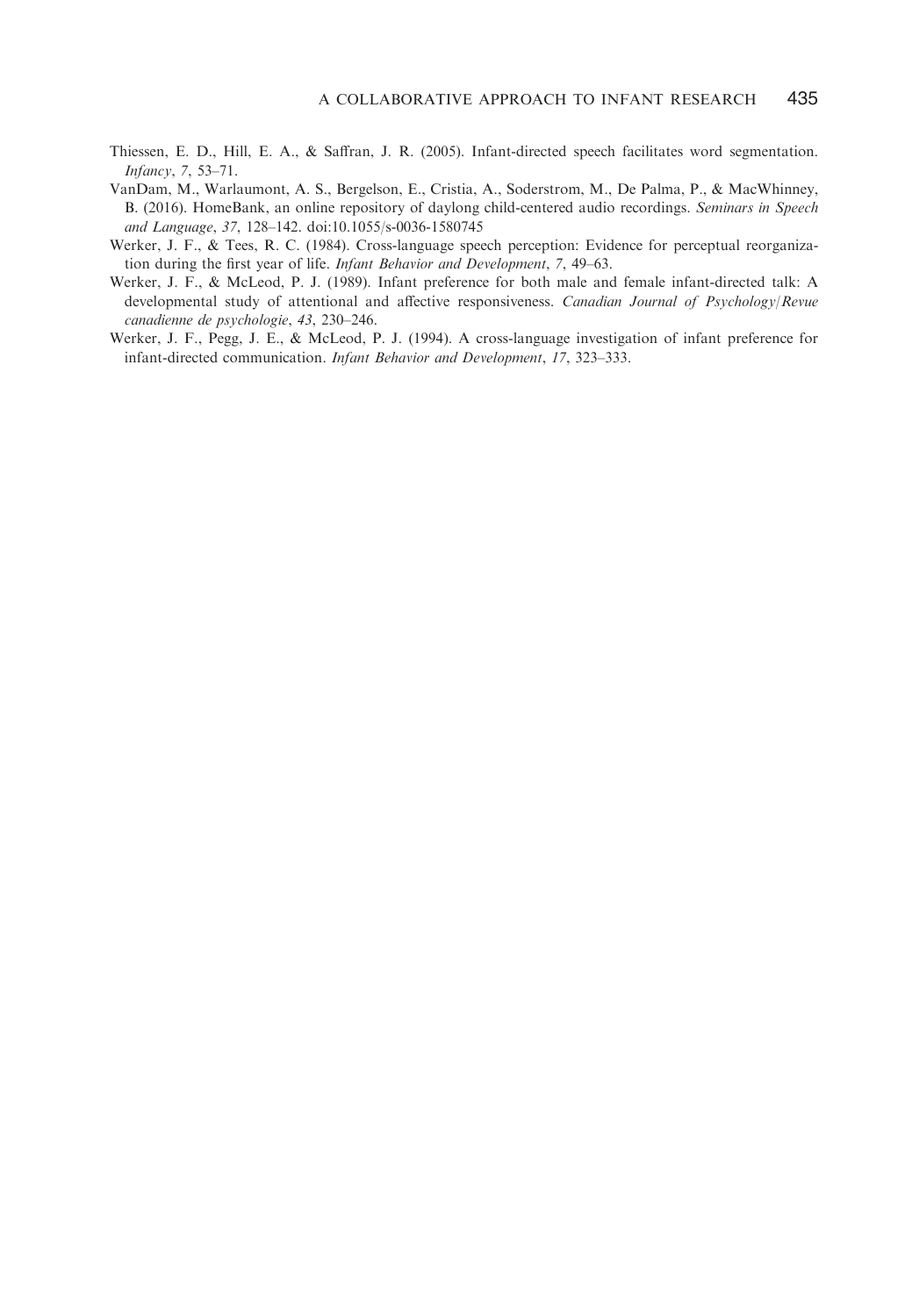Thiessen, E. D., Hill, E. A., & Saffran, J. R. (2005). Infant-directed speech facilitates word segmentation. *Infancy*, *7*, 53–71.

VanDam, M., Warlaumont, A. S., Bergelson, E., Cristia, A., Soderstrom, M., De Palma, P., & MacWhinney, B. (2016). HomeBank, an online repository of daylong child-centered audio recordings. *Seminars in Speech and Language*, *37*, 128–142. doi:10.1055/s-0036-1580745

Werker, J. F., & Tees, R. C. (1984). Cross-language speech perception: Evidence for perceptual reorganization during the first year of life. *Infant Behavior and Development*, *7*, 49–63.

Werker, J. F., & McLeod, P. J. (1989). Infant preference for both male and female infant-directed talk: A developmental study of attentional and affective responsiveness. *Canadian Journal of Psychology/Revue canadienne de psychologie*, *43*, 230–246.

Werker, J. F., Pegg, J. E., & McLeod, P. J. (1994). A cross-language investigation of infant preference for infant-directed communication. *Infant Behavior and Development*, *17*, 323–333.